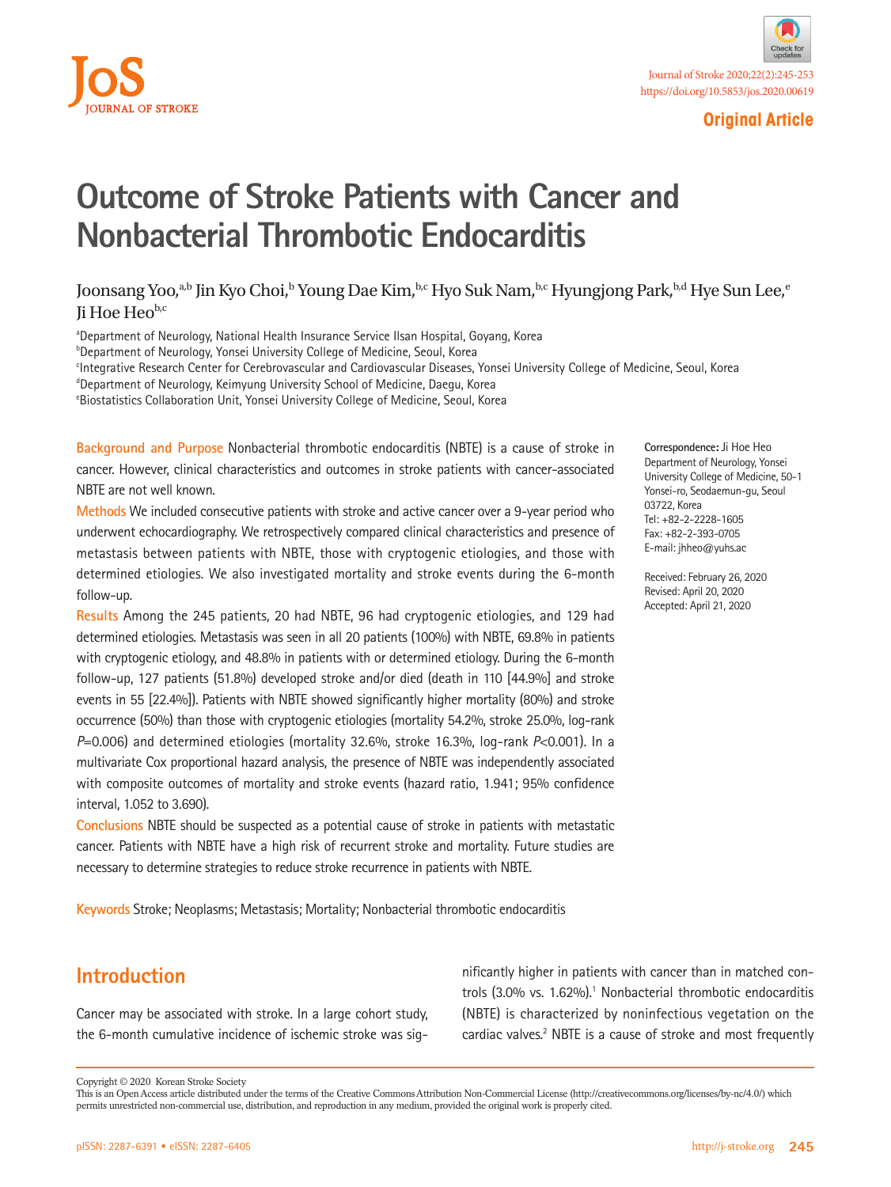Original Article

# Outcome of Stroke Patients with Cancer and Nonbacterial Thrombotic Endocarditis

Joonsang Yoo,[a,b] Jin Kyo Choi,[b] Young Dae Kim,[b,c] Hyo Suk Nam,[b,c] Hyungjong Park,[b,d] Hye Sun Lee,[e] Ji Hoe Heo[b,c]

[a]Department of Neurology, National Health Insurance Service Ilsan Hospital, Goyang, Korea
[b]Department of Neurology, Yonsei University College of Medicine, Seoul, Korea
[c]Integrative Research Center for Cerebrovascular and Cardiovascular Diseases, Yonsei University College of Medicine, Seoul, Korea
[d]Department of Neurology, Keimyung University School of Medicine, Daegu, Korea
[e]Biostatistics Collaboration Unit, Yonsei University College of Medicine, Seoul, Korea

**Background and Purpose** Nonbacterial thrombotic endocarditis (NBTE) is a cause of stroke in cancer. However, clinical characteristics and outcomes in stroke patients with cancer-associated NBTE are not well known.

**Methods** We included consecutive patients with stroke and active cancer over a 9-year period who underwent echocardiography. We retrospectively compared clinical characteristics and presence of metastasis between patients with NBTE, those with cryptogenic etiologies, and those with determined etiologies. We also investigated mortality and stroke events during the 6-month follow-up.

**Results** Among the 245 patients, 20 had NBTE, 96 had cryptogenic etiologies, and 129 had determined etiologies. Metastasis was seen in all 20 patients (100%) with NBTE, 69.8% in patients with cryptogenic etiology, and 48.8% in patients with or determined etiology. During the 6-month follow-up, 127 patients (51.8%) developed stroke and/or died (death in 110 [44.9%] and stroke events in 55 [22.4%]). Patients with NBTE showed significantly higher mortality (80%) and stroke occurrence (50%) than those with cryptogenic etiologies (mortality 54.2%, stroke 25.0%, log-rank $P$=0.006) and determined etiologies (mortality 32.6%, stroke 16.3%, log-rank $P$<0.001). In a multivariate Cox proportional hazard analysis, the presence of NBTE was independently associated with composite outcomes of mortality and stroke events (hazard ratio, 1.941; 95% confidence interval, 1.052 to 3.690).

**Conclusions** NBTE should be suspected as a potential cause of stroke in patients with metastatic cancer. Patients with NBTE have a high risk of recurrent stroke and mortality. Future studies are necessary to determine strategies to reduce stroke recurrence in patients with NBTE.

**Keywords** Stroke; Neoplasms; Metastasis; Mortality; Nonbacterial thrombotic endocarditis

**Correspondence:** Ji Hoe Heo
Department of Neurology, Yonsei University College of Medicine, 50-1 Yonsei-ro, Seodaemun-gu, Seoul 03722, Korea
Tel: +82-2-2228-1605
Fax: +82-2-393-0705
E-mail: jhheo@yuhs.ac

Received: February 26, 2020
Revised: April 20, 2020
Accepted: April 21, 2020

## Introduction

Cancer may be associated with stroke. In a large cohort study, the 6-month cumulative incidence of ischemic stroke was significantly higher in patients with cancer than in matched controls (3.0% vs. 1.62%).[1] Nonbacterial thrombotic endocarditis (NBTE) is characterized by noninfectious vegetation on the cardiac valves.[2] NBTE is a cause of stroke and most frequently

Copyright © 2020 Korean Stroke Society
This is an Open Access article distributed under the terms of the Creative Commons Attribution Non-Commercial License (http://creativecommons.org/licenses/by-nc/4.0/) which permits unrestricted non-commercial use, distribution, and reproduction in any medium, provided the original work is properly cited.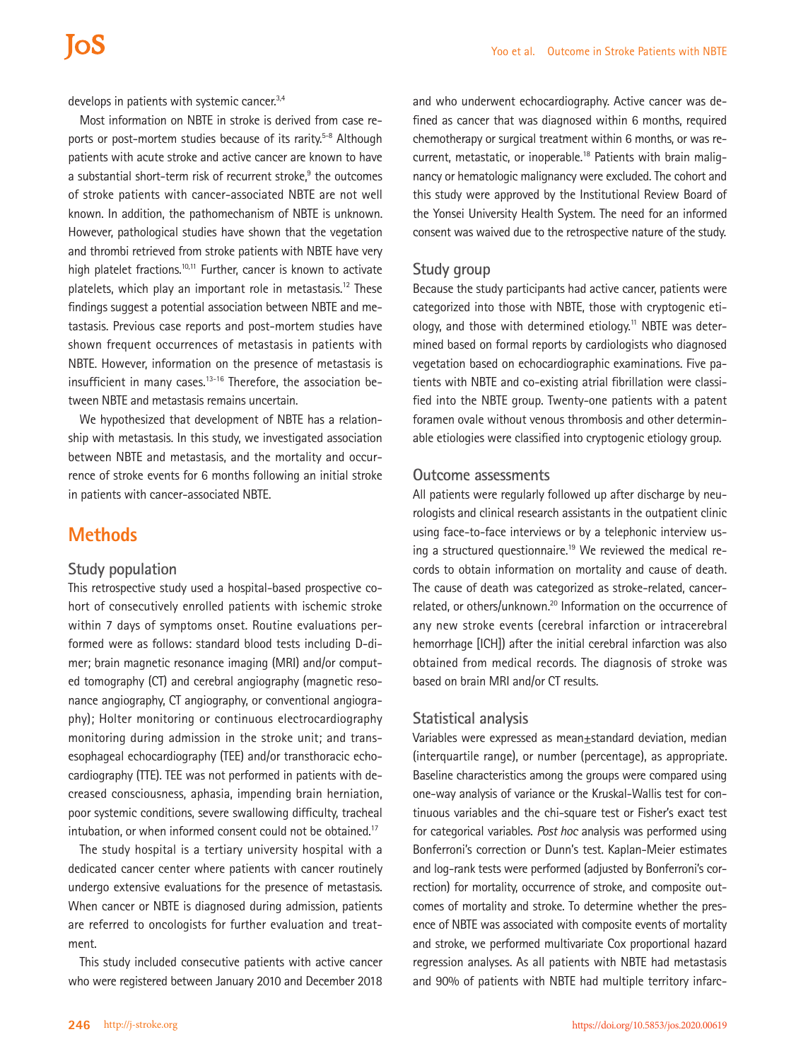develops in patients with systemic cancer.[3,4]

Most information on NBTE in stroke is derived from case reports or post-mortem studies because of its rarity.[5-8] Although patients with acute stroke and active cancer are known to have a substantial short-term risk of recurrent stroke,[9] the outcomes of stroke patients with cancer-associated NBTE are not well known. In addition, the pathomechanism of NBTE is unknown. However, pathological studies have shown that the vegetation and thrombi retrieved from stroke patients with NBTE have very high platelet fractions.[10,11] Further, cancer is known to activate platelets, which play an important role in metastasis.[12] These findings suggest a potential association between NBTE and metastasis. Previous case reports and post-mortem studies have shown frequent occurrences of metastasis in patients with NBTE. However, information on the presence of metastasis is insufficient in many cases.[13-16] Therefore, the association between NBTE and metastasis remains uncertain.

We hypothesized that development of NBTE has a relationship with metastasis. In this study, we investigated association between NBTE and metastasis, and the mortality and occurrence of stroke events for 6 months following an initial stroke in patients with cancer-associated NBTE.

## Methods

### Study population

This retrospective study used a hospital-based prospective cohort of consecutively enrolled patients with ischemic stroke within 7 days of symptoms onset. Routine evaluations performed were as follows: standard blood tests including D-dimer; brain magnetic resonance imaging (MRI) and/or computed tomography (CT) and cerebral angiography (magnetic resonance angiography, CT angiography, or conventional angiography); Holter monitoring or continuous electrocardiography monitoring during admission in the stroke unit; and transesophageal echocardiography (TEE) and/or transthoracic echocardiography (TTE). TEE was not performed in patients with decreased consciousness, aphasia, impending brain herniation, poor systemic conditions, severe swallowing difficulty, tracheal intubation, or when informed consent could not be obtained.[17]

The study hospital is a tertiary university hospital with a dedicated cancer center where patients with cancer routinely undergo extensive evaluations for the presence of metastasis. When cancer or NBTE is diagnosed during admission, patients are referred to oncologists for further evaluation and treatment.

This study included consecutive patients with active cancer who were registered between January 2010 and December 2018 and who underwent echocardiography. Active cancer was defined as cancer that was diagnosed within 6 months, required chemotherapy or surgical treatment within 6 months, or was recurrent, metastatic, or inoperable.[18] Patients with brain malignancy or hematologic malignancy were excluded. The cohort and this study were approved by the Institutional Review Board of the Yonsei University Health System. The need for an informed consent was waived due to the retrospective nature of the study.

### Study group

Because the study participants had active cancer, patients were categorized into those with NBTE, those with cryptogenic etiology, and those with determined etiology.[11] NBTE was determined based on formal reports by cardiologists who diagnosed vegetation based on echocardiographic examinations. Five patients with NBTE and co-existing atrial fibrillation were classified into the NBTE group. Twenty-one patients with a patent foramen ovale without venous thrombosis and other determinable etiologies were classified into cryptogenic etiology group.

### Outcome assessments

All patients were regularly followed up after discharge by neurologists and clinical research assistants in the outpatient clinic using face-to-face interviews or by a telephonic interview using a structured questionnaire.[19] We reviewed the medical records to obtain information on mortality and cause of death. The cause of death was categorized as stroke-related, cancer-related, or others/unknown.[20] Information on the occurrence of any new stroke events (cerebral infarction or intracerebral hemorrhage [ICH]) after the initial cerebral infarction was also obtained from medical records. The diagnosis of stroke was based on brain MRI and/or CT results.

### Statistical analysis

Variables were expressed as mean±standard deviation, median (interquartile range), or number (percentage), as appropriate. Baseline characteristics among the groups were compared using one-way analysis of variance or the Kruskal-Wallis test for continuous variables and the chi-square test or Fisher's exact test for categorical variables. *Post hoc* analysis was performed using Bonferroni's correction or Dunn's test. Kaplan-Meier estimates and log-rank tests were performed (adjusted by Bonferroni's correction) for mortality, occurrence of stroke, and composite outcomes of mortality and stroke. To determine whether the presence of NBTE was associated with composite events of mortality and stroke, we performed multivariate Cox proportional hazard regression analyses. As all patients with NBTE had metastasis and 90% of patients with NBTE had multiple territory infarc-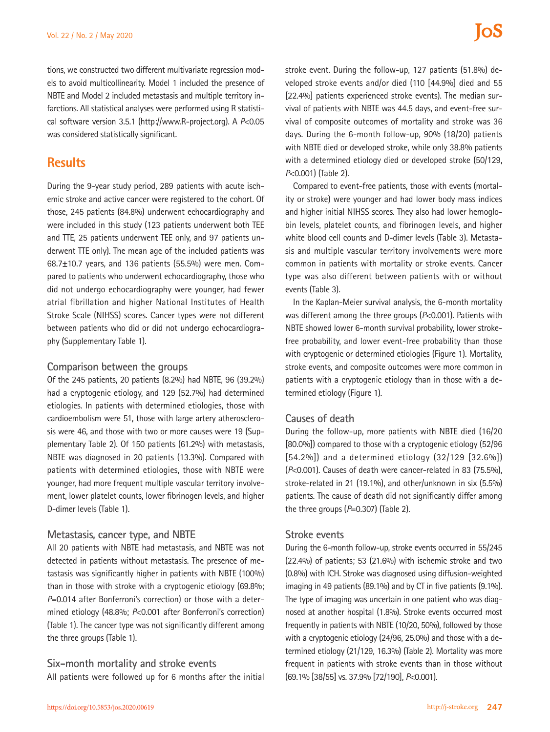tions, we constructed two different multivariate regression models to avoid multicollinearity. Model 1 included the presence of NBTE and Model 2 included metastasis and multiple territory infarctions. All statistical analyses were performed using R statistical software version 3.5.1 (http://www.R-project.org). A $P$<0.05 was considered statistically significant.

## Results

During the 9-year study period, 289 patients with acute ischemic stroke and active cancer were registered to the cohort. Of those, 245 patients (84.8%) underwent echocardiography and were included in this study (123 patients underwent both TEE and TTE, 25 patients underwent TEE only, and 97 patients underwent TTE only). The mean age of the included patients was 68.7±10.7 years, and 136 patients (55.5%) were men. Compared to patients who underwent echocardiography, those who did not undergo echocardiography were younger, had fewer atrial fibrillation and higher National Institutes of Health Stroke Scale (NIHSS) scores. Cancer types were not different between patients who did or did not undergo echocardiography (Supplementary Table 1).

### Comparison between the groups

Of the 245 patients, 20 patients (8.2%) had NBTE, 96 (39.2%) had a cryptogenic etiology, and 129 (52.7%) had determined etiologies. In patients with determined etiologies, those with cardioembolism were 51, those with large artery atherosclerosis were 46, and those with two or more causes were 19 (Supplementary Table 2). Of 150 patients (61.2%) with metastasis, NBTE was diagnosed in 20 patients (13.3%). Compared with patients with determined etiologies, those with NBTE were younger, had more frequent multiple vascular territory involvement, lower platelet counts, lower fibrinogen levels, and higher D-dimer levels (Table 1).

### Metastasis, cancer type, and NBTE

All 20 patients with NBTE had metastasis, and NBTE was not detected in patients without metastasis. The presence of metastasis was significantly higher in patients with NBTE (100%) than in those with stroke with a cryptogenic etiology (69.8%; $P$=0.014 after Bonferroni's correction) or those with a determined etiology (48.8%; $P$<0.001 after Bonferroni's correction) (Table 1). The cancer type was not significantly different among the three groups (Table 1).

### Six-month mortality and stroke events

All patients were followed up for 6 months after the initial stroke event. During the follow-up, 127 patients (51.8%) developed stroke events and/or died (110 [44.9%] died and 55 [22.4%] patients experienced stroke events). The median survival of patients with NBTE was 44.5 days, and event-free survival of composite outcomes of mortality and stroke was 36 days. During the 6-month follow-up, 90% (18/20) patients with NBTE died or developed stroke, while only 38.8% patients with a determined etiology died or developed stroke (50/129, $P$<0.001) (Table 2).

Compared to event-free patients, those with events (mortality or stroke) were younger and had lower body mass indices and higher initial NIHSS scores. They also had lower hemoglobin levels, platelet counts, and fibrinogen levels, and higher white blood cell counts and D-dimer levels (Table 3). Metastasis and multiple vascular territory involvements were more common in patients with mortality or stroke events. Cancer type was also different between patients with or without events (Table 3).

In the Kaplan-Meier survival analysis, the 6-month mortality was different among the three groups ($P$<0.001). Patients with NBTE showed lower 6-month survival probability, lower stroke-free probability, and lower event-free probability than those with cryptogenic or determined etiologies (Figure 1). Mortality, stroke events, and composite outcomes were more common in patients with a cryptogenic etiology than in those with a determined etiology (Figure 1).

### Causes of death

During the follow-up, more patients with NBTE died (16/20 [80.0%]) compared to those with a cryptogenic etiology (52/96 [54.2%]) and a determined etiology (32/129 [32.6%]) ($P$<0.001). Causes of death were cancer-related in 83 (75.5%), stroke-related in 21 (19.1%), and other/unknown in six (5.5%) patients. The cause of death did not significantly differ among the three groups ($P$=0.307) (Table 2).

### Stroke events

During the 6-month follow-up, stroke events occurred in 55/245 (22.4%) of patients; 53 (21.6%) with ischemic stroke and two (0.8%) with ICH. Stroke was diagnosed using diffusion-weighted imaging in 49 patients (89.1%) and by CT in five patients (9.1%). The type of imaging was uncertain in one patient who was diagnosed at another hospital (1.8%). Stroke events occurred most frequently in patients with NBTE (10/20, 50%), followed by those with a cryptogenic etiology (24/96, 25.0%) and those with a determined etiology (21/129, 16.3%) (Table 2). Mortality was more frequent in patients with stroke events than in those without (69.1% [38/55] vs. 37.9% [72/190], $P$<0.001).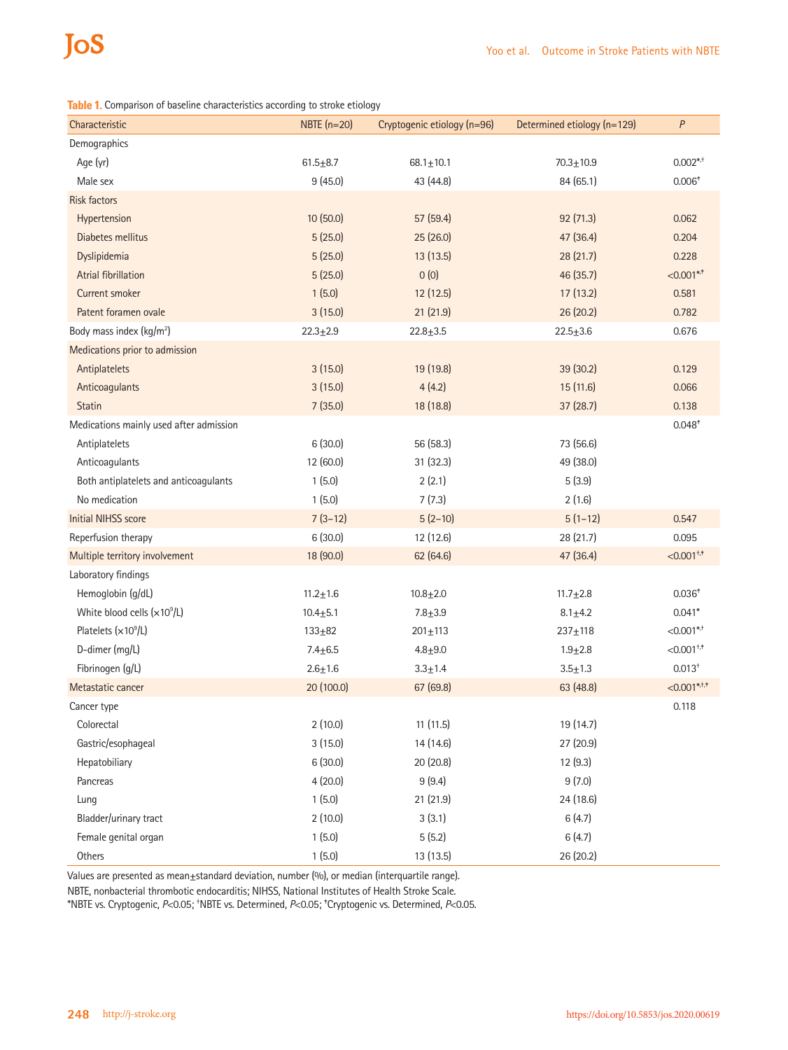**Table 1.** Comparison of baseline characteristics according to stroke etiology

| Characteristic | NBTE (n=20) | Cryptogenic etiology (n=96) | Determined etiology (n=129) | P |
|---|---|---|---|---|
| Demographics | | | | |
| Age (yr) | 61.5±8.7 | 68.1±10.1 | 70.3±10.9 | 0.002*,† |
| Male sex | 9 (45.0) | 43 (44.8) | 84 (65.1) | 0.006‡ |
| Risk factors | | | | |
| Hypertension | 10 (50.0) | 57 (59.4) | 92 (71.3) | 0.062 |
| Diabetes mellitus | 5 (25.0) | 25 (26.0) | 47 (36.4) | 0.204 |
| Dyslipidemia | 5 (25.0) | 13 (13.5) | 28 (21.7) | 0.228 |
| Atrial fibrillation | 5 (25.0) | 0 (0) | 46 (35.7) | <0.001*,‡ |
| Current smoker | 1 (5.0) | 12 (12.5) | 17 (13.2) | 0.581 |
| Patent foramen ovale | 3 (15.0) | 21 (21.9) | 26 (20.2) | 0.782 |
| Body mass index (kg/m$^2$) | 22.3±2.9 | 22.8±3.5 | 22.5±3.6 | 0.676 |
| Medications prior to admission | | | | |
| Antiplatelets | 3 (15.0) | 19 (19.8) | 39 (30.2) | 0.129 |
| Anticoagulants | 3 (15.0) | 4 (4.2) | 15 (11.6) | 0.066 |
| Statin | 7 (35.0) | 18 (18.8) | 37 (28.7) | 0.138 |
| Medications mainly used after admission | | | | 0.048‡ |
| Antiplatelets | 6 (30.0) | 56 (58.3) | 73 (56.6) | |
| Anticoagulants | 12 (60.0) | 31 (32.3) | 49 (38.0) | |
| Both antiplatelets and anticoagulants | 1 (5.0) | 2 (2.1) | 5 (3.9) | |
| No medication | 1 (5.0) | 7 (7.3) | 2 (1.6) | |
| Initial NIHSS score | 7 (3–12) | 5 (2–10) | 5 (1–12) | 0.547 |
| Reperfusion therapy | 6 (30.0) | 12 (12.6) | 28 (21.7) | 0.095 |
| Multiple territory involvement | 18 (90.0) | 62 (64.6) | 47 (36.4) | <0.001†,‡ |
| Laboratory findings | | | | |
| Hemoglobin (g/dL) | 11.2±1.6 | 10.8±2.0 | 11.7±2.8 | 0.036‡ |
| White blood cells (×10$^9$/L) | 10.4±5.1 | 7.8±3.9 | 8.1±4.2 | 0.041* |
| Platelets (×10$^9$/L) | 133±82 | 201±113 | 237±118 | <0.001*,† |
| D-dimer (mg/L) | 7.4±6.5 | 4.8±9.0 | 1.9±2.8 | <0.001†,‡ |
| Fibrinogen (g/L) | 2.6±1.6 | 3.3±1.4 | 3.5±1.3 | 0.013† |
| Metastatic cancer | 20 (100.0) | 67 (69.8) | 63 (48.8) | <0.001*,†,‡ |
| Cancer type | | | | 0.118 |
| Colorectal | 2 (10.0) | 11 (11.5) | 19 (14.7) | |
| Gastric/esophageal | 3 (15.0) | 14 (14.6) | 27 (20.9) | |
| Hepatobiliary | 6 (30.0) | 20 (20.8) | 12 (9.3) | |
| Pancreas | 4 (20.0) | 9 (9.4) | 9 (7.0) | |
| Lung | 1 (5.0) | 21 (21.9) | 24 (18.6) | |
| Bladder/urinary tract | 2 (10.0) | 3 (3.1) | 6 (4.7) | |
| Female genital organ | 1 (5.0) | 5 (5.2) | 6 (4.7) | |
| Others | 1 (5.0) | 13 (13.5) | 26 (20.2) | |

Values are presented as mean±standard deviation, number (%), or median (interquartile range).

NBTE, nonbacterial thrombotic endocarditis; NIHSS, National Institutes of Health Stroke Scale.

*NBTE vs. Cryptogenic, $P<0.05$; †NBTE vs. Determined, $P<0.05$; ‡Cryptogenic vs. Determined, $P<0.05$.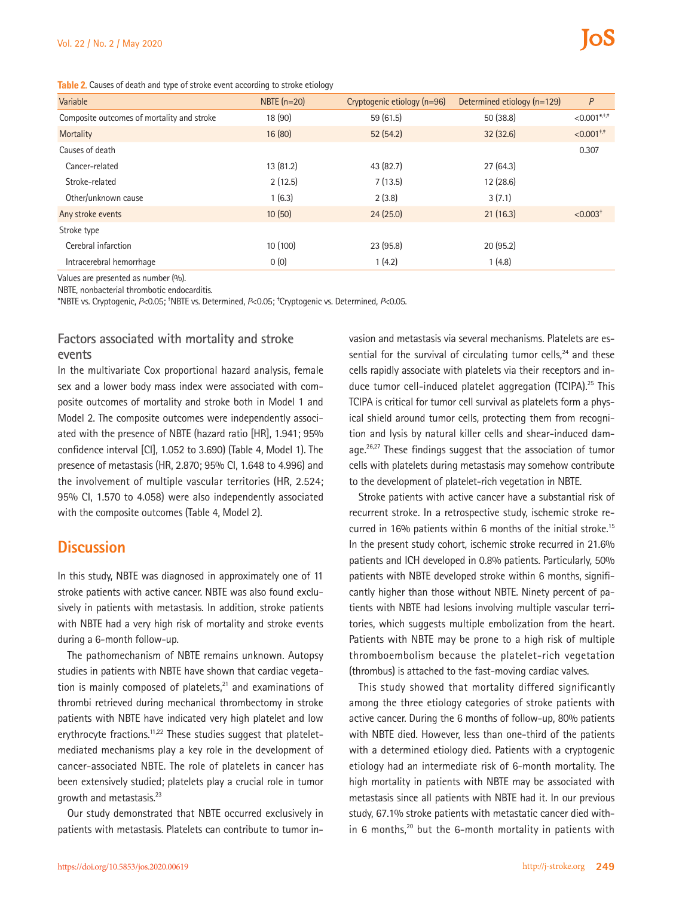**Table 2.** Causes of death and type of stroke event according to stroke etiology

| Variable | NBTE (n=20) | Cryptogenic etiology (n=96) | Determined etiology (n=129) | P |
|---|---|---|---|---|
| Composite outcomes of mortality and stroke | 18 (90) | 59 (61.5) | 50 (38.8) | <0.001*,†,‡ |
| Mortality | 16 (80) | 52 (54.2) | 32 (32.6) | <0.001†,‡ |
| Causes of death | | | | 0.307 |
| Cancer-related | 13 (81.2) | 43 (82.7) | 27 (64.3) | |
| Stroke-related | 2 (12.5) | 7 (13.5) | 12 (28.6) | |
| Other/unknown cause | 1 (6.3) | 2 (3.8) | 3 (7.1) | |
| Any stroke events | 10 (50) | 24 (25.0) | 21 (16.3) | <0.003† |
| Stroke type | | | | |
| Cerebral infarction | 10 (100) | 23 (95.8) | 20 (95.2) | |
| Intracerebral hemorrhage | 0 (0) | 1 (4.2) | 1 (4.8) | |

Values are presented as number (%).
NBTE, nonbacterial thrombotic endocarditis.
*NBTE vs. Cryptogenic, $P<0.05$; †NBTE vs. Determined, $P<0.05$; ‡Cryptogenic vs. Determined, $P<0.05$.

### Factors associated with mortality and stroke events

In the multivariate Cox proportional hazard analysis, female sex and a lower body mass index were associated with composite outcomes of mortality and stroke both in Model 1 and Model 2. The composite outcomes were independently associated with the presence of NBTE (hazard ratio [HR], 1.941; 95% confidence interval [CI], 1.052 to 3.690) (Table 4, Model 1). The presence of metastasis (HR, 2.870; 95% CI, 1.648 to 4.996) and the involvement of multiple vascular territories (HR, 2.524; 95% CI, 1.570 to 4.058) were also independently associated with the composite outcomes (Table 4, Model 2).

## Discussion

In this study, NBTE was diagnosed in approximately one of 11 stroke patients with active cancer. NBTE was also found exclusively in patients with metastasis. In addition, stroke patients with NBTE had a very high risk of mortality and stroke events during a 6-month follow-up.

The pathomechanism of NBTE remains unknown. Autopsy studies in patients with NBTE have shown that cardiac vegetation is mainly composed of platelets,[21] and examinations of thrombi retrieved during mechanical thrombectomy in stroke patients with NBTE have indicated very high platelet and low erythrocyte fractions.[11,22] These studies suggest that platelet-mediated mechanisms play a key role in the development of cancer-associated NBTE. The role of platelets in cancer has been extensively studied; platelets play a crucial role in tumor growth and metastasis.[23]

Our study demonstrated that NBTE occurred exclusively in patients with metastasis. Platelets can contribute to tumor invasion and metastasis via several mechanisms. Platelets are essential for the survival of circulating tumor cells,[24] and these cells rapidly associate with platelets via their receptors and induce tumor cell-induced platelet aggregation (TCIPA).[25] This TCIPA is critical for tumor cell survival as platelets form a physical shield around tumor cells, protecting them from recognition and lysis by natural killer cells and shear-induced damage.[26,27] These findings suggest that the association of tumor cells with platelets during metastasis may somehow contribute to the development of platelet-rich vegetation in NBTE.

Stroke patients with active cancer have a substantial risk of recurrent stroke. In a retrospective study, ischemic stroke recurred in 16% patients within 6 months of the initial stroke.[15] In the present study cohort, ischemic stroke recurred in 21.6% patients and ICH developed in 0.8% patients. Particularly, 50% patients with NBTE developed stroke within 6 months, significantly higher than those without NBTE. Ninety percent of patients with NBTE had lesions involving multiple vascular territories, which suggests multiple embolization from the heart. Patients with NBTE may be prone to a high risk of multiple thromboembolism because the platelet-rich vegetation (thrombus) is attached to the fast-moving cardiac valves.

This study showed that mortality differed significantly among the three etiology categories of stroke patients with active cancer. During the 6 months of follow-up, 80% patients with NBTE died. However, less than one-third of the patients with a determined etiology died. Patients with a cryptogenic etiology had an intermediate risk of 6-month mortality. The high mortality in patients with NBTE may be associated with metastasis since all patients with NBTE had it. In our previous study, 67.1% stroke patients with metastatic cancer died within 6 months,[20] but the 6-month mortality in patients with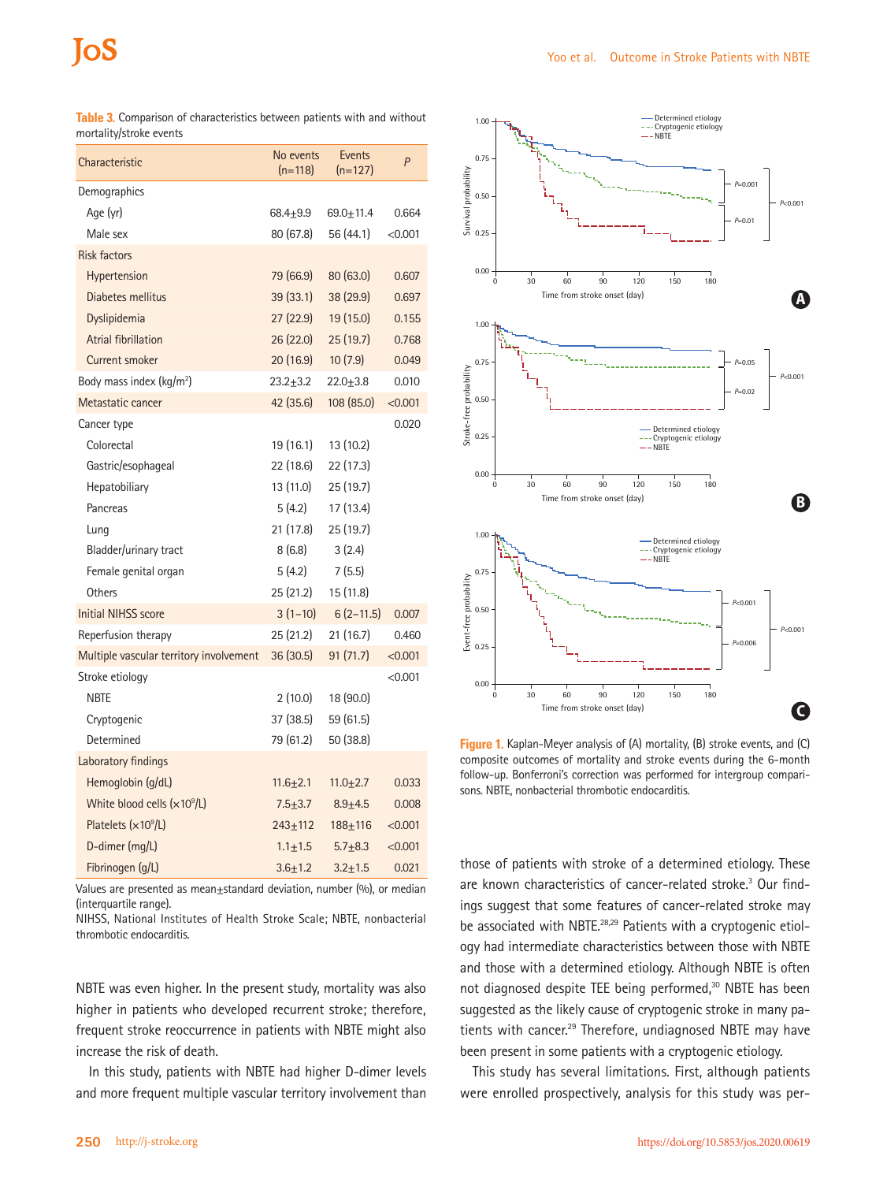**Table 3.** Comparison of characteristics between patients with and without mortality/stroke events

| Characteristic | No events (n=118) | Events (n=127) | *P* |
|---|---|---|---|
| Demographics | | | |
| Age (yr) | 68.4±9.9 | 69.0±11.4 | 0.664 |
| Male sex | 80 (67.8) | 56 (44.1) | <0.001 |
| Risk factors | | | |
| Hypertension | 79 (66.9) | 80 (63.0) | 0.607 |
| Diabetes mellitus | 39 (33.1) | 38 (29.9) | 0.697 |
| Dyslipidemia | 27 (22.9) | 19 (15.0) | 0.155 |
| Atrial fibrillation | 26 (22.0) | 25 (19.7) | 0.768 |
| Current smoker | 20 (16.9) | 10 (7.9) | 0.049 |
| Body mass index (kg/m$^2$) | 23.2±3.2 | 22.0±3.8 | 0.010 |
| Metastatic cancer | 42 (35.6) | 108 (85.0) | <0.001 |
| Cancer type | | | 0.020 |
| Colorectal | 19 (16.1) | 13 (10.2) | |
| Gastric/esophageal | 22 (18.6) | 22 (17.3) | |
| Hepatobiliary | 13 (11.0) | 25 (19.7) | |
| Pancreas | 5 (4.2) | 17 (13.4) | |
| Lung | 21 (17.8) | 25 (19.7) | |
| Bladder/urinary tract | 8 (6.8) | 3 (2.4) | |
| Female genital organ | 5 (4.2) | 7 (5.5) | |
| Others | 25 (21.2) | 15 (11.8) | |
| Initial NIHSS score | 3 (1–10) | 6 (2–11.5) | 0.007 |
| Reperfusion therapy | 25 (21.2) | 21 (16.7) | 0.460 |
| Multiple vascular territory involvement | 36 (30.5) | 91 (71.7) | <0.001 |
| Stroke etiology | | | <0.001 |
| NBTE | 2 (10.0) | 18 (90.0) | |
| Cryptogenic | 37 (38.5) | 59 (61.5) | |
| Determined | 79 (61.2) | 50 (38.8) | |
| Laboratory findings | | | |
| Hemoglobin (g/dL) | 11.6±2.1 | 11.0±2.7 | 0.033 |
| White blood cells (×10$^9$/L) | 7.5±3.7 | 8.9±4.5 | 0.008 |
| Platelets (×10$^9$/L) | 243±112 | 188±116 | <0.001 |
| D-dimer (mg/L) | 1.1±1.5 | 5.7±8.3 | <0.001 |
| Fibrinogen (g/L) | 3.6±1.2 | 3.2±1.5 | 0.021 |

Values are presented as mean±standard deviation, number (%), or median (interquartile range).
NIHSS, National Institutes of Health Stroke Scale; NBTE, nonbacterial thrombotic endocarditis.

**Figure 1.** Kaplan-Meyer analysis of (A) mortality, (B) stroke events, and (C) composite outcomes of mortality and stroke events during the 6-month follow-up. Bonferroni's correction was performed for intergroup comparisons. NBTE, nonbacterial thrombotic endocarditis.

NBTE was even higher. In the present study, mortality was also higher in patients who developed recurrent stroke; therefore, frequent stroke reoccurrence in patients with NBTE might also increase the risk of death.

In this study, patients with NBTE had higher D-dimer levels and more frequent multiple vascular territory involvement than those of patients with stroke of a determined etiology. These are known characteristics of cancer-related stroke.[3] Our findings suggest that some features of cancer-related stroke may be associated with NBTE.[28,29] Patients with a cryptogenic etiology had intermediate characteristics between those with NBTE and those with a determined etiology. Although NBTE is often not diagnosed despite TEE being performed,[30] NBTE has been suggested as the likely cause of cryptogenic stroke in many patients with cancer.[29] Therefore, undiagnosed NBTE may have been present in some patients with a cryptogenic etiology.

This study has several limitations. First, although patients were enrolled prospectively, analysis for this study was per-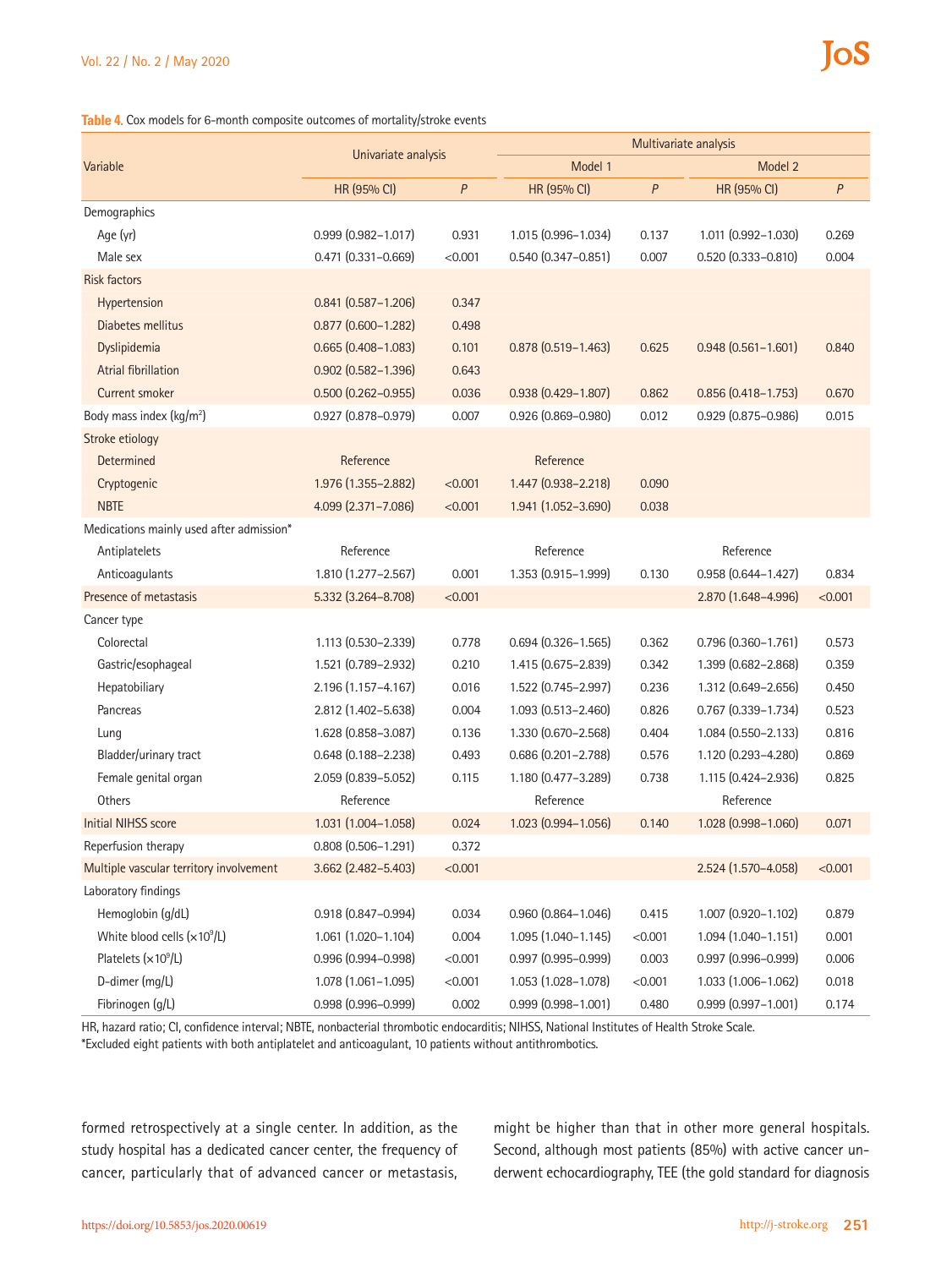**Table 4.** Cox models for 6-month composite outcomes of mortality/stroke events

| Variable | Univariate analysis | | Multivariate analysis | | | |
|---|---|---|---|---|---|---|
| | | | Model 1 | | Model 2 | |
| | HR (95% CI) | *P* | HR (95% CI) | *P* | HR (95% CI) | *P* |
| Demographics | | | | | | |
| Age (yr) | 0.999 (0.982–1.017) | 0.931 | 1.015 (0.996–1.034) | 0.137 | 1.011 (0.992–1.030) | 0.269 |
| Male sex | 0.471 (0.331–0.669) | <0.001 | 0.540 (0.347–0.851) | 0.007 | 0.520 (0.333–0.810) | 0.004 |
| Risk factors | | | | | | |
| Hypertension | 0.841 (0.587–1.206) | 0.347 | | | | |
| Diabetes mellitus | 0.877 (0.600–1.282) | 0.498 | | | | |
| Dyslipidemia | 0.665 (0.408–1.083) | 0.101 | 0.878 (0.519–1.463) | 0.625 | 0.948 (0.561–1.601) | 0.840 |
| Atrial fibrillation | 0.902 (0.582–1.396) | 0.643 | | | | |
| Current smoker | 0.500 (0.262–0.955) | 0.036 | 0.938 (0.429–1.807) | 0.862 | 0.856 (0.418–1.753) | 0.670 |
| Body mass index (kg/m$^2$) | 0.927 (0.878–0.979) | 0.007 | 0.926 (0.869–0.980) | 0.012 | 0.929 (0.875–0.986) | 0.015 |
| Stroke etiology | | | | | | |
| Determined | Reference | | Reference | | | |
| Cryptogenic | 1.976 (1.355–2.882) | <0.001 | 1.447 (0.938–2.218) | 0.090 | | |
| NBTE | 4.099 (2.371–7.086) | <0.001 | 1.941 (1.052–3.690) | 0.038 | | |
| Medications mainly used after admission* | | | | | | |
| Antiplatelets | Reference | | Reference | | Reference | |
| Anticoagulants | 1.810 (1.277–2.567) | 0.001 | 1.353 (0.915–1.999) | 0.130 | 0.958 (0.644–1.427) | 0.834 |
| Presence of metastasis | 5.332 (3.264–8.708) | <0.001 | | | 2.870 (1.648–4.996) | <0.001 |
| Cancer type | | | | | | |
| Colorectal | 1.113 (0.530–2.339) | 0.778 | 0.694 (0.326–1.565) | 0.362 | 0.796 (0.360–1.761) | 0.573 |
| Gastric/esophageal | 1.521 (0.789–2.932) | 0.210 | 1.415 (0.675–2.839) | 0.342 | 1.399 (0.682–2.868) | 0.359 |
| Hepatobiliary | 2.196 (1.157–4.167) | 0.016 | 1.522 (0.745–2.997) | 0.236 | 1.312 (0.649–2.656) | 0.450 |
| Pancreas | 2.812 (1.402–5.638) | 0.004 | 1.093 (0.513–2.460) | 0.826 | 0.767 (0.339–1.734) | 0.523 |
| Lung | 1.628 (0.858–3.087) | 0.136 | 1.330 (0.670–2.568) | 0.404 | 1.084 (0.550–2.133) | 0.816 |
| Bladder/urinary tract | 0.648 (0.188–2.238) | 0.493 | 0.686 (0.201–2.788) | 0.576 | 1.120 (0.293–4.280) | 0.869 |
| Female genital organ | 2.059 (0.839–5.052) | 0.115 | 1.180 (0.477–3.289) | 0.738 | 1.115 (0.424–2.936) | 0.825 |
| Others | Reference | | Reference | | Reference | |
| Initial NIHSS score | 1.031 (1.004–1.058) | 0.024 | 1.023 (0.994–1.056) | 0.140 | 1.028 (0.998–1.060) | 0.071 |
| Reperfusion therapy | 0.808 (0.506–1.291) | 0.372 | | | | |
| Multiple vascular territory involvement | 3.662 (2.482–5.403) | <0.001 | | | 2.524 (1.570–4.058) | <0.001 |
| Laboratory findings | | | | | | |
| Hemoglobin (g/dL) | 0.918 (0.847–0.994) | 0.034 | 0.960 (0.864–1.046) | 0.415 | 1.007 (0.920–1.102) | 0.879 |
| White blood cells (×10$^9$/L) | 1.061 (1.020–1.104) | 0.004 | 1.095 (1.040–1.145) | <0.001 | 1.094 (1.040–1.151) | 0.001 |
| Platelets (×10$^9$/L) | 0.996 (0.994–0.998) | <0.001 | 0.997 (0.995–0.999) | 0.003 | 0.997 (0.996–0.999) | 0.006 |
| D-dimer (mg/L) | 1.078 (1.061–1.095) | <0.001 | 1.053 (1.028–1.078) | <0.001 | 1.033 (1.006–1.062) | 0.018 |
| Fibrinogen (g/L) | 0.998 (0.996–0.999) | 0.002 | 0.999 (0.998–1.001) | 0.480 | 0.999 (0.997–1.001) | 0.174 |

HR, hazard ratio; CI, confidence interval; NBTE, nonbacterial thrombotic endocarditis; NIHSS, National Institutes of Health Stroke Scale.
*Excluded eight patients with both antiplatelet and anticoagulant, 10 patients without antithrombotics.

formed retrospectively at a single center. In addition, as the study hospital has a dedicated cancer center, the frequency of cancer, particularly that of advanced cancer or metastasis, might be higher than that in other more general hospitals. Second, although most patients (85%) with active cancer underwent echocardiography, TEE (the gold standard for diagnosis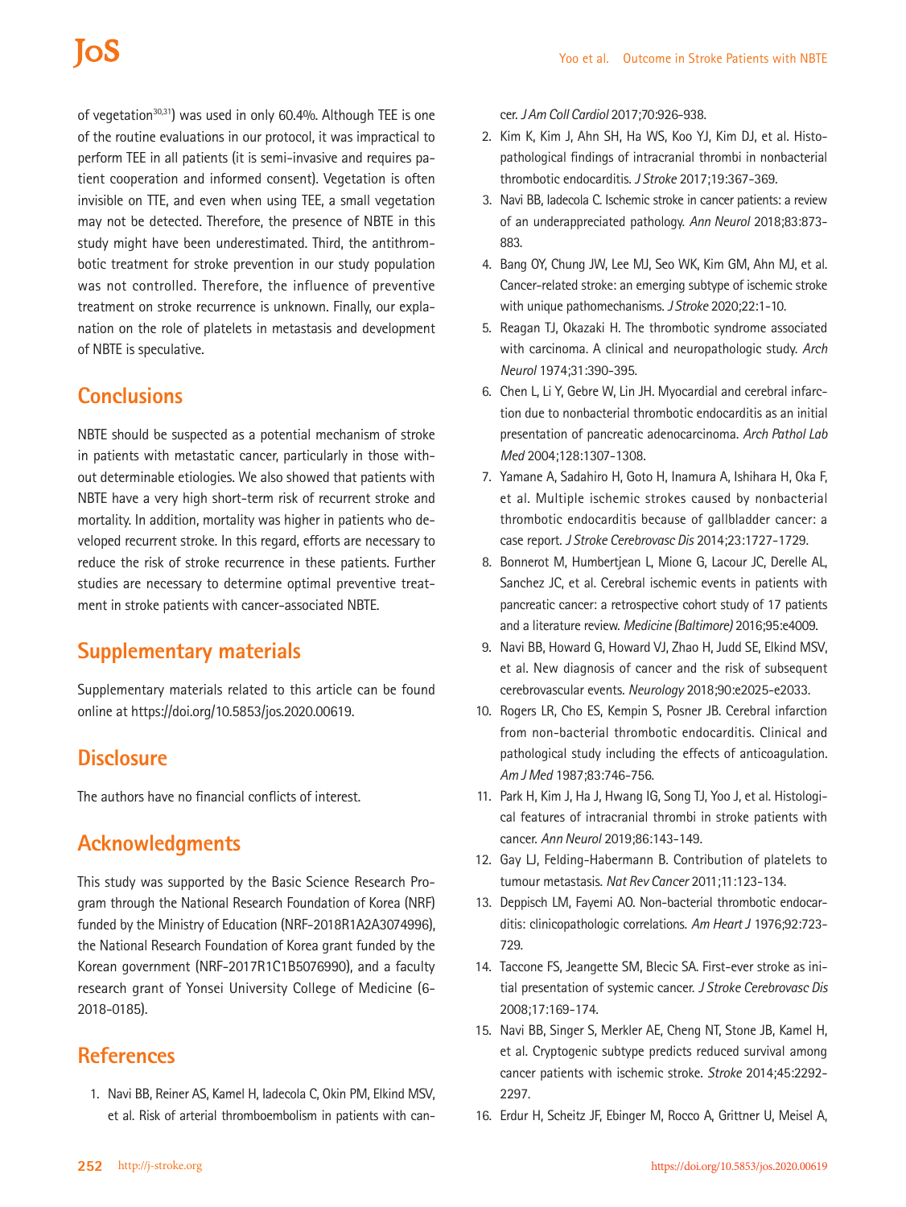of vegetation[30,31]) was used in only 60.4%. Although TEE is one of the routine evaluations in our protocol, it was impractical to perform TEE in all patients (it is semi-invasive and requires patient cooperation and informed consent). Vegetation is often invisible on TTE, and even when using TEE, a small vegetation may not be detected. Therefore, the presence of NBTE in this study might have been underestimated. Third, the antithrombotic treatment for stroke prevention in our study population was not controlled. Therefore, the influence of preventive treatment on stroke recurrence is unknown. Finally, our explanation on the role of platelets in metastasis and development of NBTE is speculative.

## Conclusions

NBTE should be suspected as a potential mechanism of stroke in patients with metastatic cancer, particularly in those without determinable etiologies. We also showed that patients with NBTE have a very high short-term risk of recurrent stroke and mortality. In addition, mortality was higher in patients who developed recurrent stroke. In this regard, efforts are necessary to reduce the risk of stroke recurrence in these patients. Further studies are necessary to determine optimal preventive treatment in stroke patients with cancer-associated NBTE.

## Supplementary materials

Supplementary materials related to this article can be found online at https://doi.org/10.5853/jos.2020.00619.

## Disclosure

The authors have no financial conflicts of interest.

## Acknowledgments

This study was supported by the Basic Science Research Program through the National Research Foundation of Korea (NRF) funded by the Ministry of Education (NRF-2018R1A2A3074996), the National Research Foundation of Korea grant funded by the Korean government (NRF-2017R1C1B5076990), and a faculty research grant of Yonsei University College of Medicine (6-2018-0185).

## References

1. Navi BB, Reiner AS, Kamel H, Iadecola C, Okin PM, Elkind MSV, et al. Risk of arterial thromboembolism in patients with cancer. *J Am Coll Cardiol* 2017;70:926-938.
2. Kim K, Kim J, Ahn SH, Ha WS, Koo YJ, Kim DJ, et al. Histopathological findings of intracranial thrombi in nonbacterial thrombotic endocarditis. *J Stroke* 2017;19:367-369.
3. Navi BB, Iadecola C. Ischemic stroke in cancer patients: a review of an underappreciated pathology. *Ann Neurol* 2018;83:873-883.
4. Bang OY, Chung JW, Lee MJ, Seo WK, Kim GM, Ahn MJ, et al. Cancer-related stroke: an emerging subtype of ischemic stroke with unique pathomechanisms. *J Stroke* 2020;22:1-10.
5. Reagan TJ, Okazaki H. The thrombotic syndrome associated with carcinoma. A clinical and neuropathologic study. *Arch Neurol* 1974;31:390-395.
6. Chen L, Li Y, Gebre W, Lin JH. Myocardial and cerebral infarction due to nonbacterial thrombotic endocarditis as an initial presentation of pancreatic adenocarcinoma. *Arch Pathol Lab Med* 2004;128:1307-1308.
7. Yamane A, Sadahiro H, Goto H, Inamura A, Ishihara H, Oka F, et al. Multiple ischemic strokes caused by nonbacterial thrombotic endocarditis because of gallbladder cancer: a case report. *J Stroke Cerebrovasc Dis* 2014;23:1727-1729.
8. Bonnerot M, Humbertjean L, Mione G, Lacour JC, Derelle AL, Sanchez JC, et al. Cerebral ischemic events in patients with pancreatic cancer: a retrospective cohort study of 17 patients and a literature review. *Medicine (Baltimore)* 2016;95:e4009.
9. Navi BB, Howard G, Howard VJ, Zhao H, Judd SE, Elkind MSV, et al. New diagnosis of cancer and the risk of subsequent cerebrovascular events. *Neurology* 2018;90:e2025-e2033.
10. Rogers LR, Cho ES, Kempin S, Posner JB. Cerebral infarction from non-bacterial thrombotic endocarditis. Clinical and pathological study including the effects of anticoagulation. *Am J Med* 1987;83:746-756.
11. Park H, Kim J, Ha J, Hwang IG, Song TJ, Yoo J, et al. Histological features of intracranial thrombi in stroke patients with cancer. *Ann Neurol* 2019;86:143-149.
12. Gay LJ, Felding-Habermann B. Contribution of platelets to tumour metastasis. *Nat Rev Cancer* 2011;11:123-134.
13. Deppisch LM, Fayemi AO. Non-bacterial thrombotic endocarditis: clinicopathologic correlations. *Am Heart J* 1976;92:723-729.
14. Taccone FS, Jeangette SM, Blecic SA. First-ever stroke as initial presentation of systemic cancer. *J Stroke Cerebrovasc Dis* 2008;17:169-174.
15. Navi BB, Singer S, Merkler AE, Cheng NT, Stone JB, Kamel H, et al. Cryptogenic subtype predicts reduced survival among cancer patients with ischemic stroke. *Stroke* 2014;45:2292-2297.
16. Erdur H, Scheitz JF, Ebinger M, Rocco A, Grittner U, Meisel A,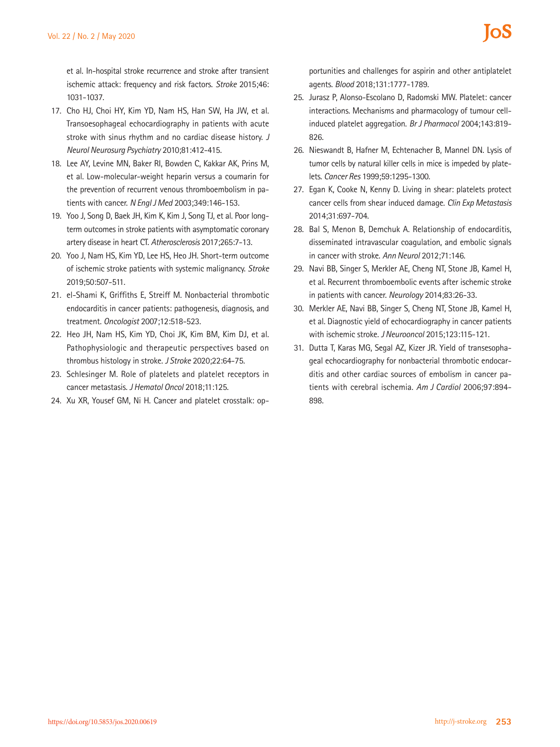et al. In-hospital stroke recurrence and stroke after transient ischemic attack: frequency and risk factors. *Stroke* 2015;46:1031-1037.

17. Cho HJ, Choi HY, Kim YD, Nam HS, Han SW, Ha JW, et al. Transoesophageal echocardiography in patients with acute stroke with sinus rhythm and no cardiac disease history. *J Neurol Neurosurg Psychiatry* 2010;81:412-415.
18. Lee AY, Levine MN, Baker RI, Bowden C, Kakkar AK, Prins M, et al. Low-molecular-weight heparin versus a coumarin for the prevention of recurrent venous thromboembolism in patients with cancer. *N Engl J Med* 2003;349:146-153.
19. Yoo J, Song D, Baek JH, Kim K, Kim J, Song TJ, et al. Poor long-term outcomes in stroke patients with asymptomatic coronary artery disease in heart CT. *Atherosclerosis* 2017;265:7-13.
20. Yoo J, Nam HS, Kim YD, Lee HS, Heo JH. Short-term outcome of ischemic stroke patients with systemic malignancy. *Stroke* 2019;50:507-511.
21. el-Shami K, Griffiths E, Streiff M. Nonbacterial thrombotic endocarditis in cancer patients: pathogenesis, diagnosis, and treatment. *Oncologist* 2007;12:518-523.
22. Heo JH, Nam HS, Kim YD, Choi JK, Kim BM, Kim DJ, et al. Pathophysiologic and therapeutic perspectives based on thrombus histology in stroke. *J Stroke* 2020;22:64-75.
23. Schlesinger M. Role of platelets and platelet receptors in cancer metastasis. *J Hematol Oncol* 2018;11:125.
24. Xu XR, Yousef GM, Ni H. Cancer and platelet crosstalk: opportunities and challenges for aspirin and other antiplatelet agents. *Blood* 2018;131:1777-1789.
25. Jurasz P, Alonso-Escolano D, Radomski MW. Platelet: cancer interactions. Mechanisms and pharmacology of tumour cell-induced platelet aggregation. *Br J Pharmacol* 2004;143:819-826.
26. Nieswandt B, Hafner M, Echtenacher B, Mannel DN. Lysis of tumor cells by natural killer cells in mice is impeded by platelets. *Cancer Res* 1999;59:1295-1300.
27. Egan K, Cooke N, Kenny D. Living in shear: platelets protect cancer cells from shear induced damage. *Clin Exp Metastasis* 2014;31:697-704.
28. Bal S, Menon B, Demchuk A. Relationship of endocarditis, disseminated intravascular coagulation, and embolic signals in cancer with stroke. *Ann Neurol* 2012;71:146.
29. Navi BB, Singer S, Merkler AE, Cheng NT, Stone JB, Kamel H, et al. Recurrent thromboembolic events after ischemic stroke in patients with cancer. *Neurology* 2014;83:26-33.
30. Merkler AE, Navi BB, Singer S, Cheng NT, Stone JB, Kamel H, et al. Diagnostic yield of echocardiography in cancer patients with ischemic stroke. *J Neurooncol* 2015;123:115-121.
31. Dutta T, Karas MG, Segal AZ, Kizer JR. Yield of transesophageal echocardiography for nonbacterial thrombotic endocarditis and other cardiac sources of embolism in cancer patients with cerebral ischemia. *Am J Cardiol* 2006;97:894-898.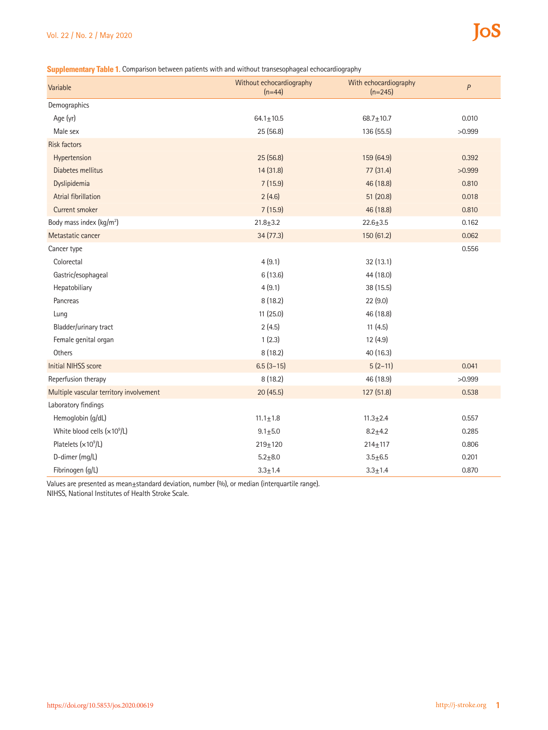**Supplementary Table 1.** Comparison between patients with and without transesophageal echocardiography

| Variable | Without echocardiography (n=44) | With echocardiography (n=245) | *P* |
|---|---|---|---|
| Demographics | | | |
| Age (yr) | 64.1±10.5 | 68.7±10.7 | 0.010 |
| Male sex | 25 (56.8) | 136 (55.5) | >0.999 |
| Risk factors | | | |
| Hypertension | 25 (56.8) | 159 (64.9) | 0.392 |
| Diabetes mellitus | 14 (31.8) | 77 (31.4) | >0.999 |
| Dyslipidemia | 7 (15.9) | 46 (18.8) | 0.810 |
| Atrial fibrillation | 2 (4.6) | 51 (20.8) | 0.018 |
| Current smoker | 7 (15.9) | 46 (18.8) | 0.810 |
| Body mass index (kg/m$^2$) | 21.8±3.2 | 22.6±3.5 | 0.162 |
| Metastatic cancer | 34 (77.3) | 150 (61.2) | 0.062 |
| Cancer type | | | 0.556 |
| Colorectal | 4 (9.1) | 32 (13.1) | |
| Gastric/esophageal | 6 (13.6) | 44 (18.0) | |
| Hepatobiliary | 4 (9.1) | 38 (15.5) | |
| Pancreas | 8 (18.2) | 22 (9.0) | |
| Lung | 11 (25.0) | 46 (18.8) | |
| Bladder/urinary tract | 2 (4.5) | 11 (4.5) | |
| Female genital organ | 1 (2.3) | 12 (4.9) | |
| Others | 8 (18.2) | 40 (16.3) | |
| Initial NIHSS score | 6.5 (3–15) | 5 (2–11) | 0.041 |
| Reperfusion therapy | 8 (18.2) | 46 (18.9) | >0.999 |
| Multiple vascular territory involvement | 20 (45.5) | 127 (51.8) | 0.538 |
| Laboratory findings | | | |
| Hemoglobin (g/dL) | 11.1±1.8 | 11.3±2.4 | 0.557 |
| White blood cells (×10$^9$/L) | 9.1±5.0 | 8.2±4.2 | 0.285 |
| Platelets (×10$^9$/L) | 219±120 | 214±117 | 0.806 |
| D-dimer (mg/L) | 5.2±8.0 | 3.5±6.5 | 0.201 |
| Fibrinogen (g/L) | 3.3±1.4 | 3.3±1.4 | 0.870 |

Values are presented as mean±standard deviation, number (%), or median (interquartile range).
NIHSS, National Institutes of Health Stroke Scale.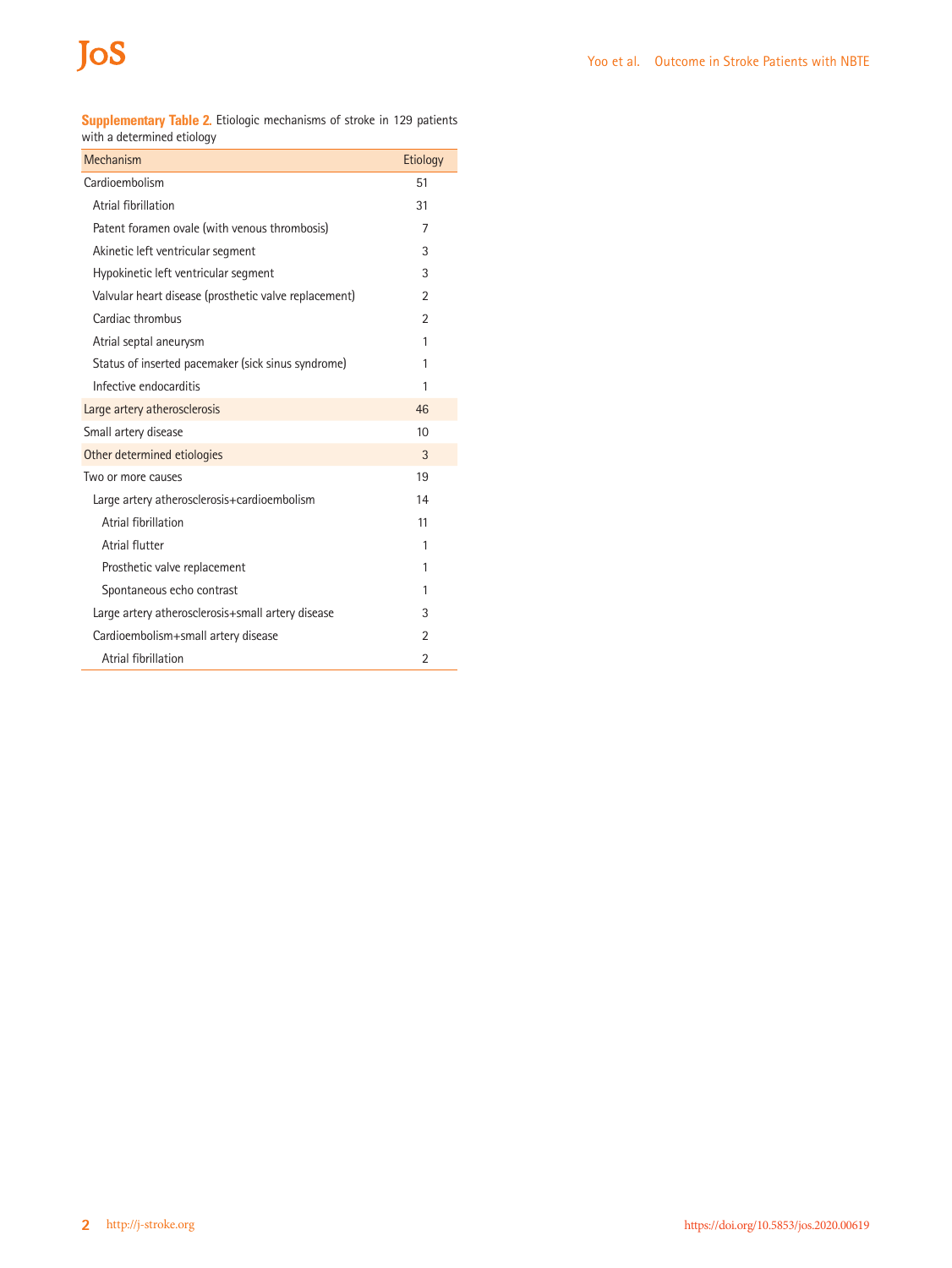**Supplementary Table 2.** Etiologic mechanisms of stroke in 129 patients with a determined etiology

| Mechanism | Etiology |
|---|---|
| Cardioembolism | 51 |
| Atrial fibrillation | 31 |
| Patent foramen ovale (with venous thrombosis) | 7 |
| Akinetic left ventricular segment | 3 |
| Hypokinetic left ventricular segment | 3 |
| Valvular heart disease (prosthetic valve replacement) | 2 |
| Cardiac thrombus | 2 |
| Atrial septal aneurysm | 1 |
| Status of inserted pacemaker (sick sinus syndrome) | 1 |
| Infective endocarditis | 1 |
| Large artery atherosclerosis | 46 |
| Small artery disease | 10 |
| Other determined etiologies | 3 |
| Two or more causes | 19 |
| Large artery atherosclerosis+cardioembolism | 14 |
| Atrial fibrillation | 11 |
| Atrial flutter | 1 |
| Prosthetic valve replacement | 1 |
| Spontaneous echo contrast | 1 |
| Large artery atherosclerosis+small artery disease | 3 |
| Cardioembolism+small artery disease | 2 |
| Atrial fibrillation | 2 |